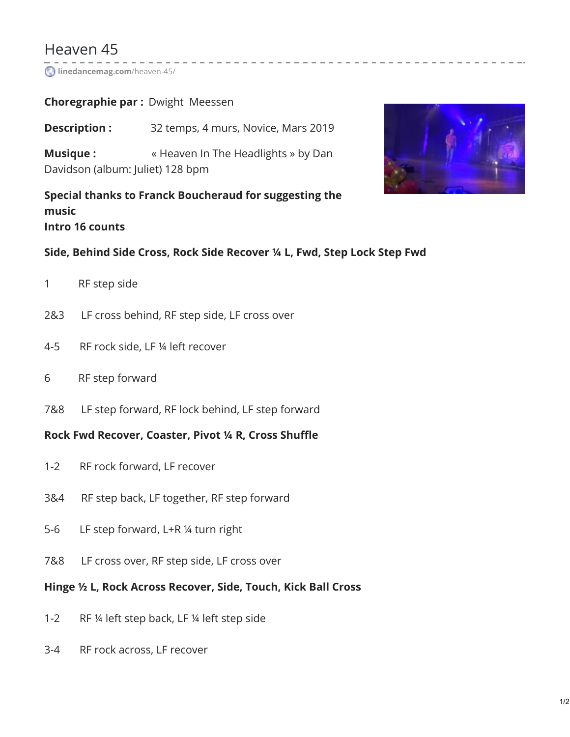# Heaven 45

linedancemag.com/heaven-45/

**Choregraphie par :** Dwight Meessen

**Description :** 32 temps, 4 murs, Novice, Mars 2019

**Musique :** « Heaven In The Headlights » by Dan Davidson (album: Juliet) 128 bpm

**Special thanks to Franck Boucheraud for suggesting the music**
**Intro 16 counts**

**Side, Behind Side Cross, Rock Side Recover ¼ L, Fwd, Step Lock Step Fwd**

1 RF step side

2&3 LF cross behind, RF step side, LF cross over

4-5 RF rock side, LF ¼ left recover

6 RF step forward

7&8 LF step forward, RF lock behind, LF step forward

**Rock Fwd Recover, Coaster, Pivot ¼ R, Cross Shuffle**

1-2 RF rock forward, LF recover

3&4 RF step back, LF together, RF step forward

5-6 LF step forward, L+R ¼ turn right

7&8 LF cross over, RF step side, LF cross over

**Hinge ½ L, Rock Across Recover, Side, Touch, Kick Ball Cross**

1-2 RF ¼ left step back, LF ¼ left step side

3-4 RF rock across, LF recover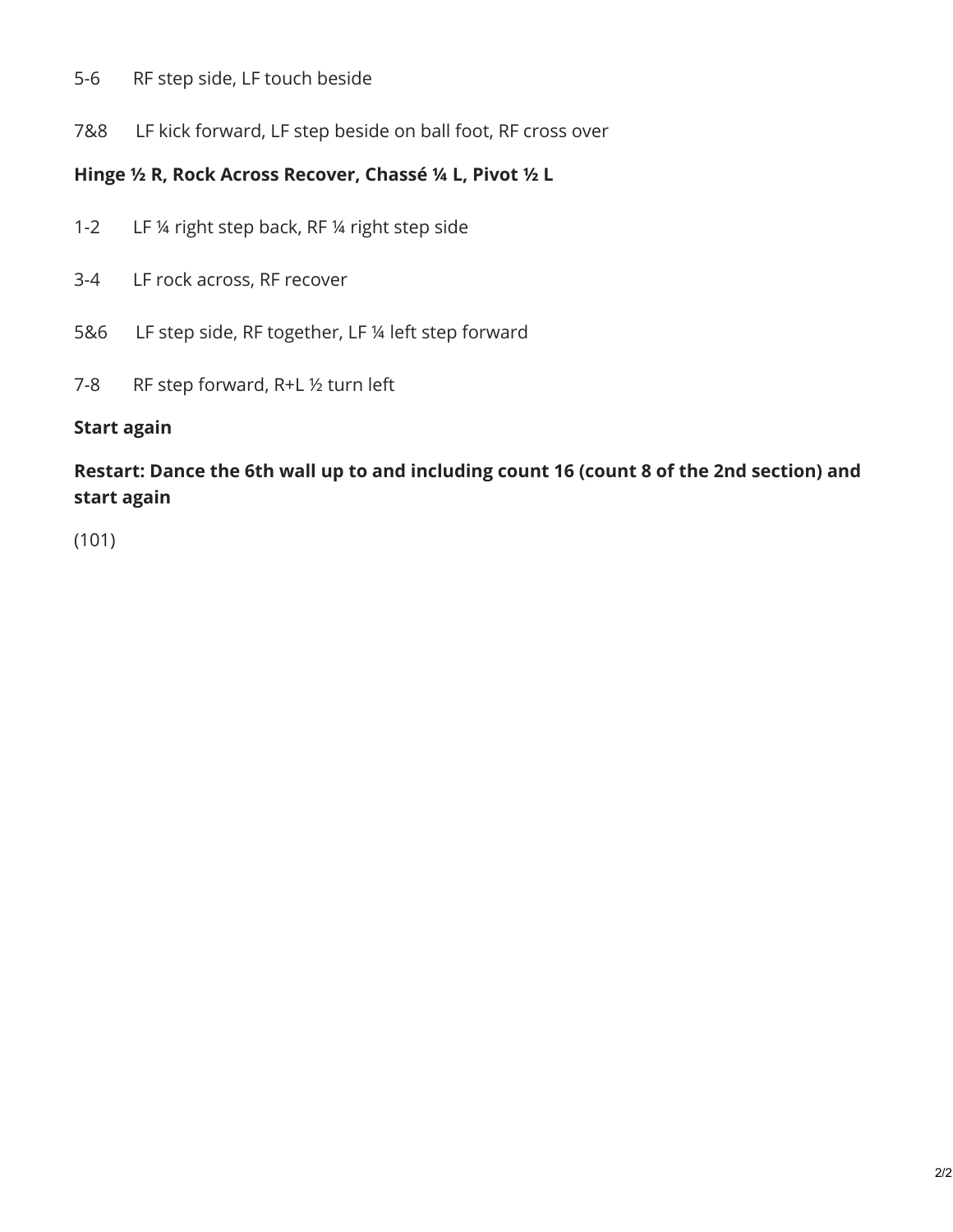5-6 RF step side, LF touch beside

7&8 LF kick forward, LF step beside on ball foot, RF cross over

**Hinge ½ R, Rock Across Recover, Chassé ¼ L, Pivot ½ L**

1-2 LF ¼ right step back, RF ¼ right step side

3-4 LF rock across, RF recover

5&6 LF step side, RF together, LF ¼ left step forward

7-8 RF step forward, R+L ½ turn left

**Start again**

**Restart: Dance the 6th wall up to and including count 16 (count 8 of the 2nd section) and start again**

(101)